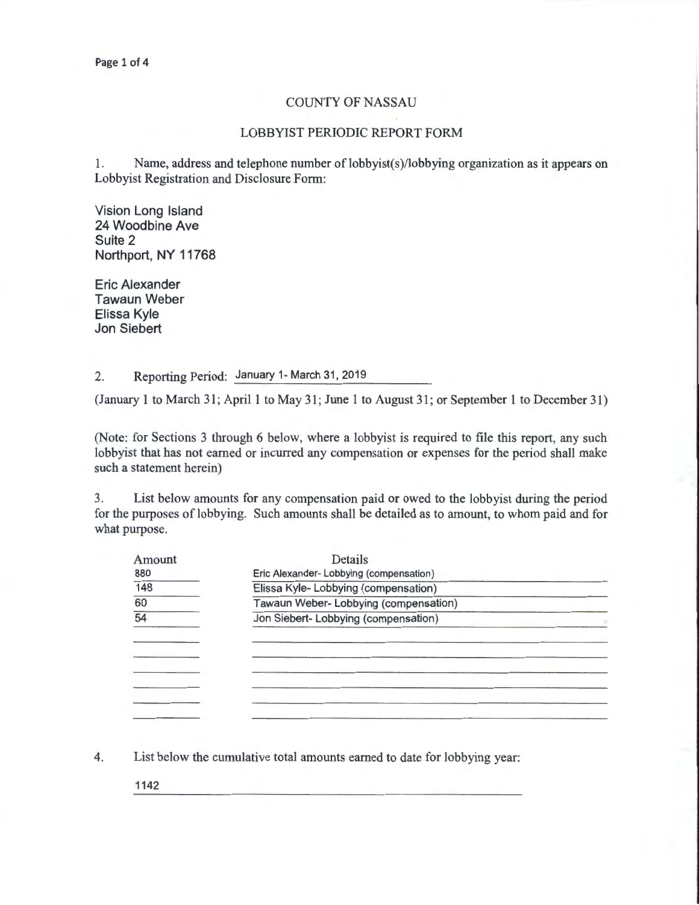# COUNTY OF NASSAU

## LOBBYIST PERIODIC REPORT FORM

1. Name, address and telephone number of lobbyist(s)/lobbying organization as it appears on Lobbyist Registration and Disclosure Form:

Vision Long Island
24 Woodbine Ave
Suite 2
Northport, NY 11768

Eric Alexander
Tawaun Weber
Elissa Kyle
Jon Siebert

2. Reporting Period: January 1- March 31, 2019

(January 1 to March 31; April 1 to May 31; June 1 to August 31; or September 1 to December 31)

(Note: for Sections 3 through 6 below, where a lobbyist is required to file this report, any such lobbyist that has not earned or incurred any compensation or expenses for the period shall make such a statement herein)

3. List below amounts for any compensation paid or owed to the lobbyist during the period for the purposes of lobbying. Such amounts shall be detailed as to amount, to whom paid and for what purpose.

| Amount | Details |
|---|---|
| 880 | Eric Alexander- Lobbying (compensation) |
| 148 | Elissa Kyle- Lobbying (compensation) |
| 60 | Tawaun Weber- Lobbying (compensation) |
| 54 | Jon Siebert- Lobbying (compensation) |

4. List below the cumulative total amounts earned to date for lobbying year:

1142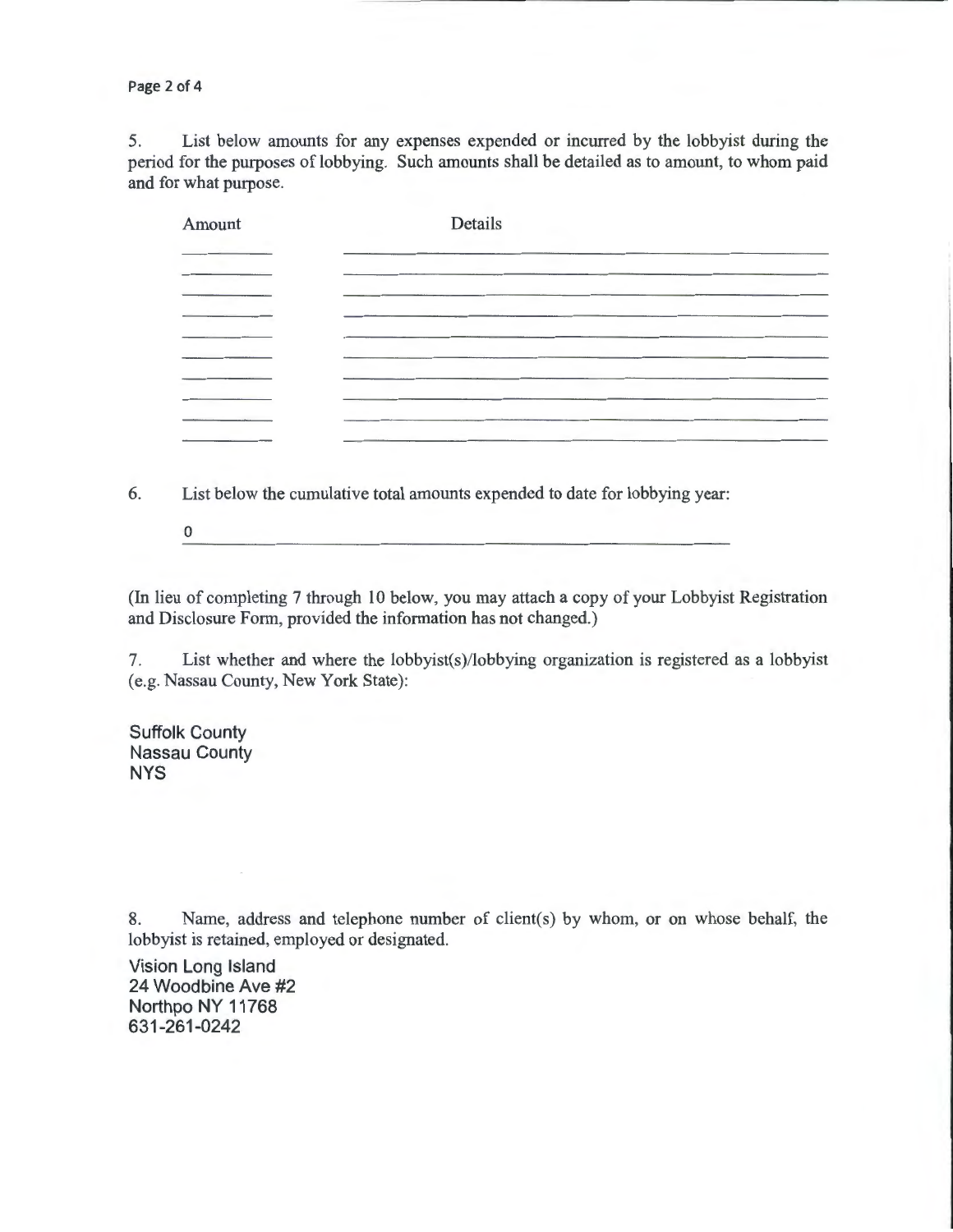5. List below amounts for any expenses expended or incurred by the lobbyist during the period for the purposes of lobbying. Such amounts shall be detailed as to amount, to whom paid and for what purpose.

| Amount | Details |
| --- | --- |
| | |
| | |
| | |
| | |
| | |
| | |
| | |
| | |
| | |
| | |

6. List below the cumulative total amounts expended to date for lobbying year:

0

(In lieu of completing 7 through 10 below, you may attach a copy of your Lobbyist Registration and Disclosure Form, provided the information has not changed.)

7. List whether and where the lobbyist(s)/lobbying organization is registered as a lobbyist (e.g. Nassau County, New York State):

Suffolk County
Nassau County
NYS

8. Name, address and telephone number of client(s) by whom, or on whose behalf, the lobbyist is retained, employed or designated.

Vision Long Island
24 Woodbine Ave #2
Northpo NY 11768
631-261-0242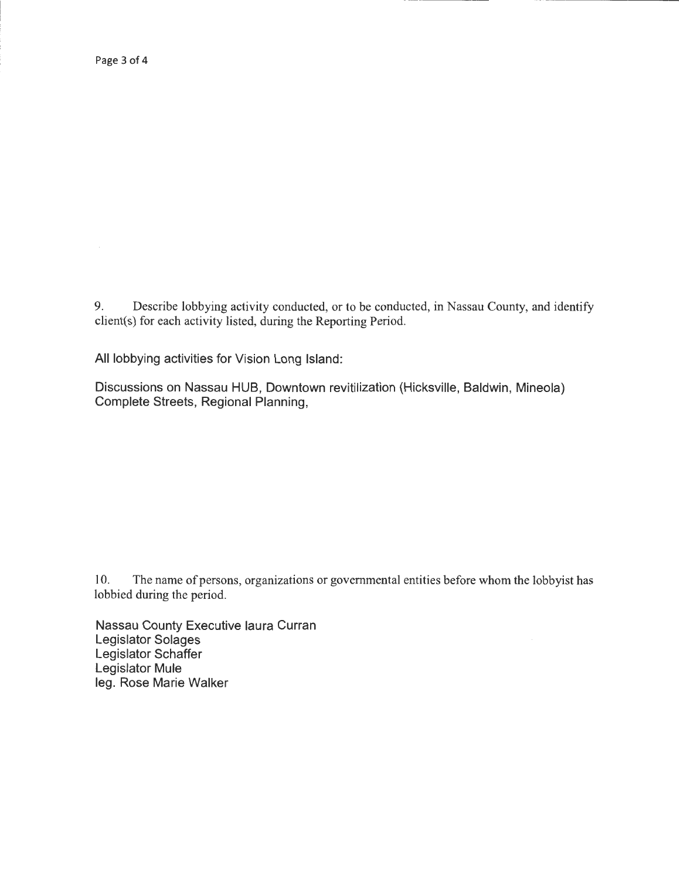9. Describe lobbying activity conducted, or to be conducted, in Nassau County, and identify client(s) for each activity listed, during the Reporting Period.

All lobbying activities for Vision Long Island:

Discussions on Nassau HUB, Downtown revitilization (Hicksville, Baldwin, Mineola) Complete Streets, Regional Planning,

10. The name of persons, organizations or governmental entities before whom the lobbyist has lobbied during the period.

Nassau County Executive laura Curran
Legislator Solages
Legislator Schaffer
Legislator Mule
leg. Rose Marie Walker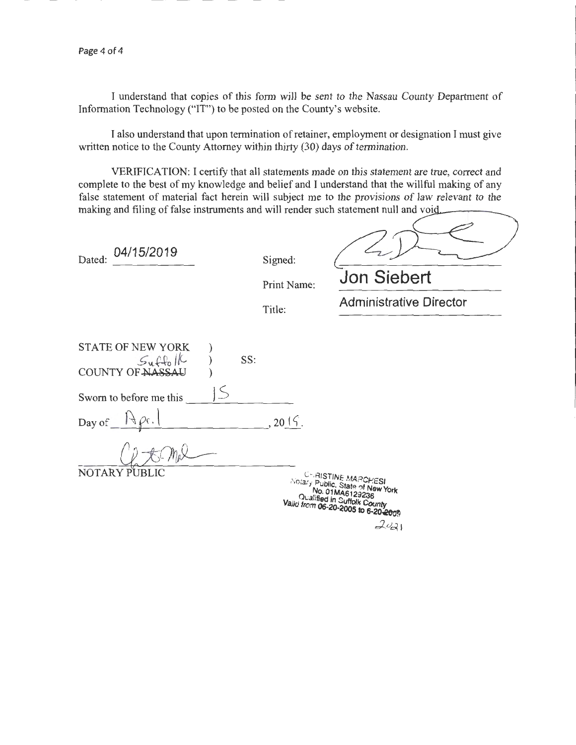I understand that copies of this form will be sent to the Nassau County Department of Information Technology ("IT") to be posted on the County's website.

I also understand that upon termination of retainer, employment or designation I must give written notice to the County Attorney within thirty (30) days of termination.

VERIFICATION: I certify that all statements made on this statement are true, correct and complete to the best of my knowledge and belief and I understand that the willful making of any false statement of material fact herein will subject me to the provisions of law relevant to the making and filing of false instruments and will render such statement null and void.

Dated: 04/15/2019

Signed: [signature]

Print Name: Jon Siebert

Title: Administrative Director

STATE OF NEW YORK )
Suffolk ) SS:
COUNTY OF ~~NASSAU~~ )

Sworn to before me this 15

Day of April, 2019.

[signature]

NOTARY PUBLIC

CHRISTINE MARCHESI
Notary Public, State of New York
No. 01MA6129236
Qualified in Suffolk County
Valid from 06-20-2005 to 6-20-~~2009~~ 2021